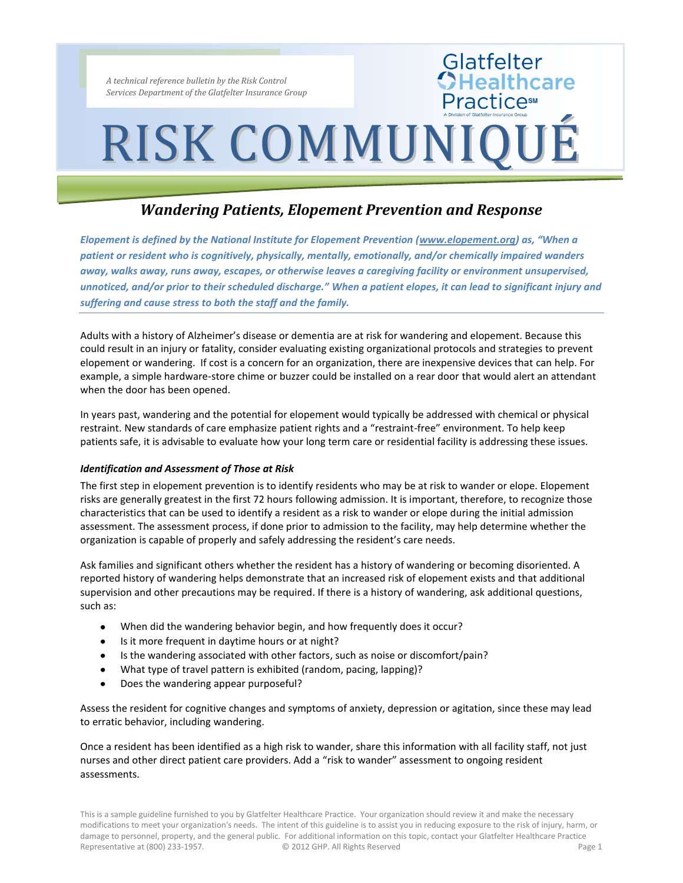*A technical reference bulletin by the Risk Control Services Department of the Glatfelter Insurance Group*

Glatfelter Healthcare Practice℠
A Division of Glatfelter Insurance Group

# RISK COMMUNIQUÉ

## *Wandering Patients, Elopement Prevention and Response*

***Elopement is defined by the National Institute for Elopement Prevention (www.elopement.org) as, "When a patient or resident who is cognitively, physically, mentally, emotionally, and/or chemically impaired wanders away, walks away, runs away, escapes, or otherwise leaves a caregiving facility or environment unsupervised, unnoticed, and/or prior to their scheduled discharge." When a patient elopes, it can lead to significant injury and suffering and cause stress to both the staff and the family.***

Adults with a history of Alzheimer's disease or dementia are at risk for wandering and elopement. Because this could result in an injury or fatality, consider evaluating existing organizational protocols and strategies to prevent elopement or wandering. If cost is a concern for an organization, there are inexpensive devices that can help. For example, a simple hardware-store chime or buzzer could be installed on a rear door that would alert an attendant when the door has been opened.

In years past, wandering and the potential for elopement would typically be addressed with chemical or physical restraint. New standards of care emphasize patient rights and a "restraint-free" environment. To help keep patients safe, it is advisable to evaluate how your long term care or residential facility is addressing these issues.

### *Identification and Assessment of Those at Risk*

The first step in elopement prevention is to identify residents who may be at risk to wander or elope. Elopement risks are generally greatest in the first 72 hours following admission. It is important, therefore, to recognize those characteristics that can be used to identify a resident as a risk to wander or elope during the initial admission assessment. The assessment process, if done prior to admission to the facility, may help determine whether the organization is capable of properly and safely addressing the resident's care needs.

Ask families and significant others whether the resident has a history of wandering or becoming disoriented. A reported history of wandering helps demonstrate that an increased risk of elopement exists and that additional supervision and other precautions may be required. If there is a history of wandering, ask additional questions, such as:

- When did the wandering behavior begin, and how frequently does it occur?
- Is it more frequent in daytime hours or at night?
- Is the wandering associated with other factors, such as noise or discomfort/pain?
- What type of travel pattern is exhibited (random, pacing, lapping)?
- Does the wandering appear purposeful?

Assess the resident for cognitive changes and symptoms of anxiety, depression or agitation, since these may lead to erratic behavior, including wandering.

Once a resident has been identified as a high risk to wander, share this information with all facility staff, not just nurses and other direct patient care providers. Add a "risk to wander" assessment to ongoing resident assessments.

This is a sample guideline furnished to you by Glatfelter Healthcare Practice. Your organization should review it and make the necessary modifications to meet your organization's needs. The intent of this guideline is to assist you in reducing exposure to the risk of injury, harm, or damage to personnel, property, and the general public. For additional information on this topic, contact your Glatfelter Healthcare Practice Representative at (800) 233-1957. © 2012 GHP. All Rights Reserved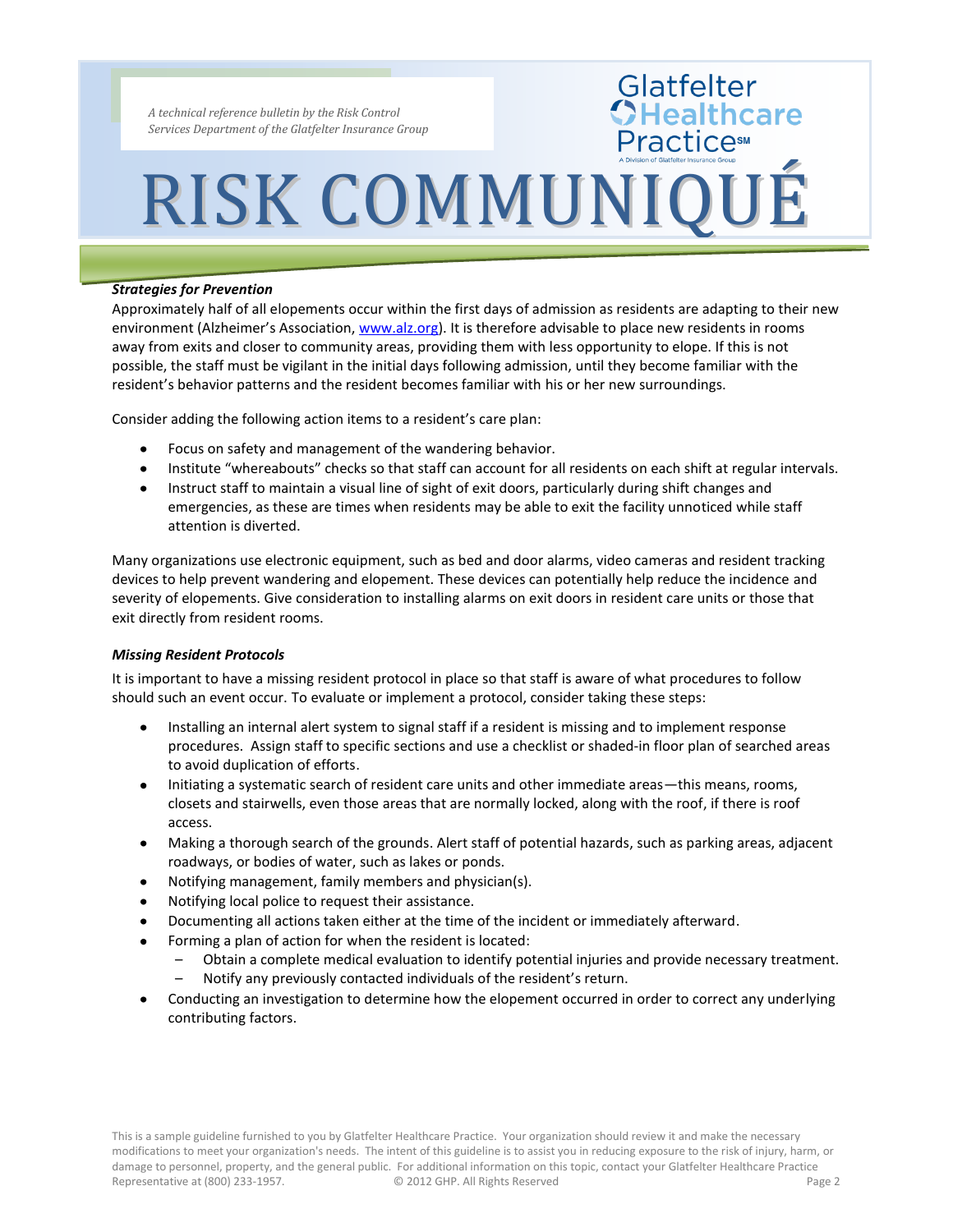### *Strategies for Prevention*

Approximately half of all elopements occur within the first days of admission as residents are adapting to their new environment (Alzheimer's Association, [www.alz.org](http://www.alz.org)). It is therefore advisable to place new residents in rooms away from exits and closer to community areas, providing them with less opportunity to elope. If this is not possible, the staff must be vigilant in the initial days following admission, until they become familiar with the resident's behavior patterns and the resident becomes familiar with his or her new surroundings.

Consider adding the following action items to a resident's care plan:

- Focus on safety and management of the wandering behavior.
- Institute "whereabouts" checks so that staff can account for all residents on each shift at regular intervals.
- Instruct staff to maintain a visual line of sight of exit doors, particularly during shift changes and emergencies, as these are times when residents may be able to exit the facility unnoticed while staff attention is diverted.

Many organizations use electronic equipment, such as bed and door alarms, video cameras and resident tracking devices to help prevent wandering and elopement. These devices can potentially help reduce the incidence and severity of elopements. Give consideration to installing alarms on exit doors in resident care units or those that exit directly from resident rooms.

### *Missing Resident Protocols*

It is important to have a missing resident protocol in place so that staff is aware of what procedures to follow should such an event occur. To evaluate or implement a protocol, consider taking these steps:

- Installing an internal alert system to signal staff if a resident is missing and to implement response procedures. Assign staff to specific sections and use a checklist or shaded-in floor plan of searched areas to avoid duplication of efforts.
- Initiating a systematic search of resident care units and other immediate areas—this means, rooms, closets and stairwells, even those areas that are normally locked, along with the roof, if there is roof access.
- Making a thorough search of the grounds. Alert staff of potential hazards, such as parking areas, adjacent roadways, or bodies of water, such as lakes or ponds.
- Notifying management, family members and physician(s).
- Notifying local police to request their assistance.
- Documenting all actions taken either at the time of the incident or immediately afterward.
- Forming a plan of action for when the resident is located:
  - Obtain a complete medical evaluation to identify potential injuries and provide necessary treatment.
  - Notify any previously contacted individuals of the resident's return.
- Conducting an investigation to determine how the elopement occurred in order to correct any underlying contributing factors.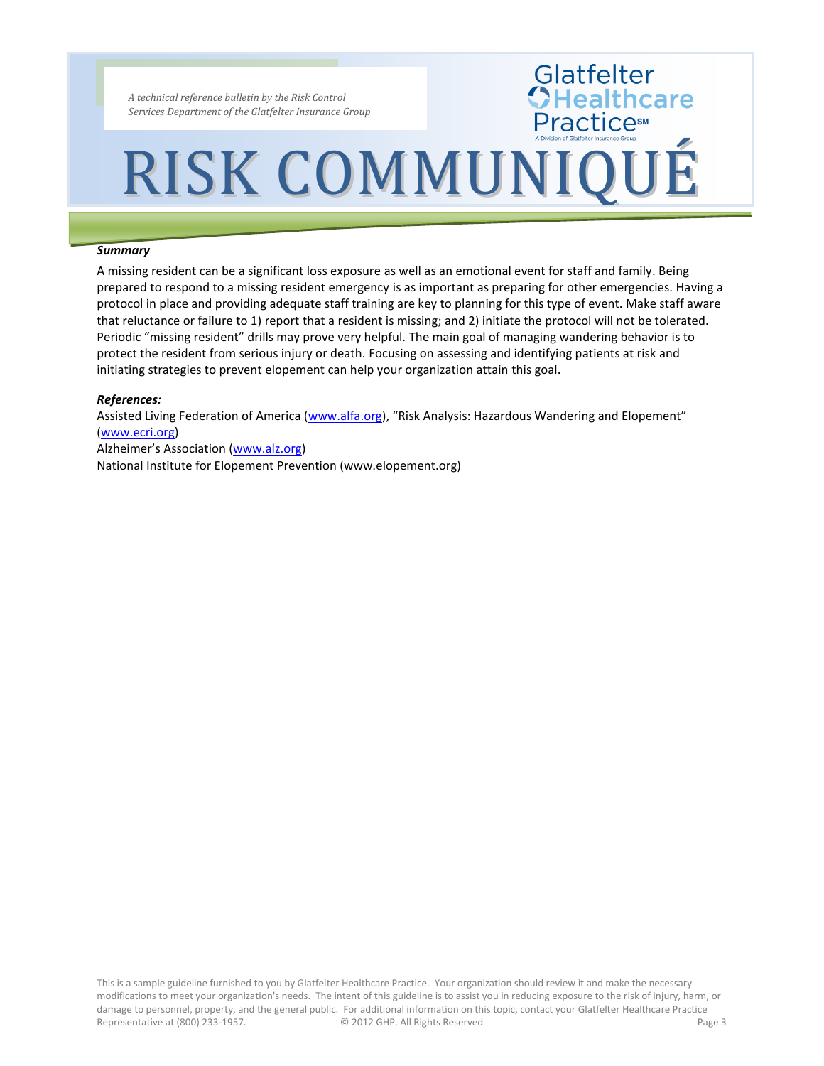### *Summary*

A missing resident can be a significant loss exposure as well as an emotional event for staff and family. Being prepared to respond to a missing resident emergency is as important as preparing for other emergencies. Having a protocol in place and providing adequate staff training are key to planning for this type of event. Make staff aware that reluctance or failure to 1) report that a resident is missing; and 2) initiate the protocol will not be tolerated. Periodic "missing resident" drills may prove very helpful. The main goal of managing wandering behavior is to protect the resident from serious injury or death. Focusing on assessing and identifying patients at risk and initiating strategies to prevent elopement can help your organization attain this goal.

### *References:*

Assisted Living Federation of America (www.alfa.org), "Risk Analysis: Hazardous Wandering and Elopement" (www.ecri.org)
Alzheimer's Association (www.alz.org)
National Institute for Elopement Prevention (www.elopement.org)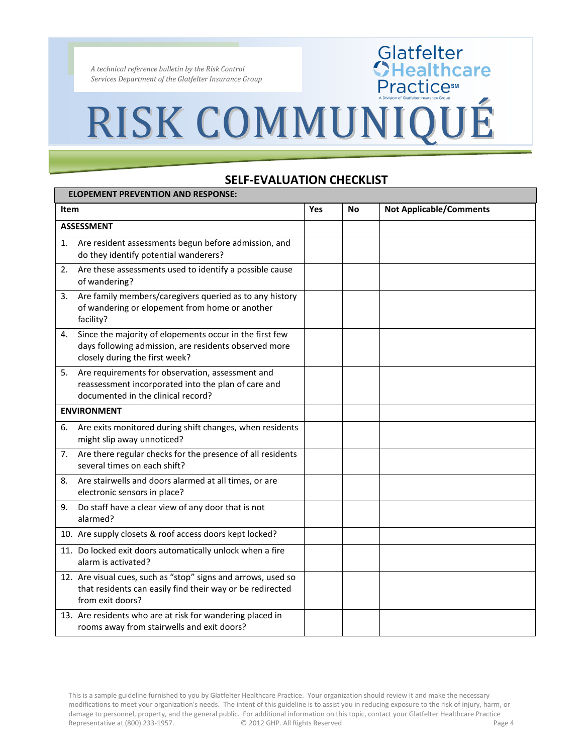## SELF-EVALUATION CHECKLIST

| ELOPEMENT PREVENTION AND RESPONSE: | | | |
|---|---|---|---|
| **Item** | **Yes** | **No** | **Not Applicable/Comments** |
| **ASSESSMENT** | | | |
| 1. Are resident assessments begun before admission, and do they identify potential wanderers? | | | |
| 2. Are these assessments used to identify a possible cause of wandering? | | | |
| 3. Are family members/caregivers queried as to any history of wandering or elopement from home or another facility? | | | |
| 4. Since the majority of elopements occur in the first few days following admission, are residents observed more closely during the first week? | | | |
| 5. Are requirements for observation, assessment and reassessment incorporated into the plan of care and documented in the clinical record? | | | |
| **ENVIRONMENT** | | | |
| 6. Are exits monitored during shift changes, when residents might slip away unnoticed? | | | |
| 7. Are there regular checks for the presence of all residents several times on each shift? | | | |
| 8. Are stairwells and doors alarmed at all times, or are electronic sensors in place? | | | |
| 9. Do staff have a clear view of any door that is not alarmed? | | | |
| 10. Are supply closets & roof access doors kept locked? | | | |
| 11. Do locked exit doors automatically unlock when a fire alarm is activated? | | | |
| 12. Are visual cues, such as "stop" signs and arrows, used so that residents can easily find their way or be redirected from exit doors? | | | |
| 13. Are residents who are at risk for wandering placed in rooms away from stairwells and exit doors? | | | |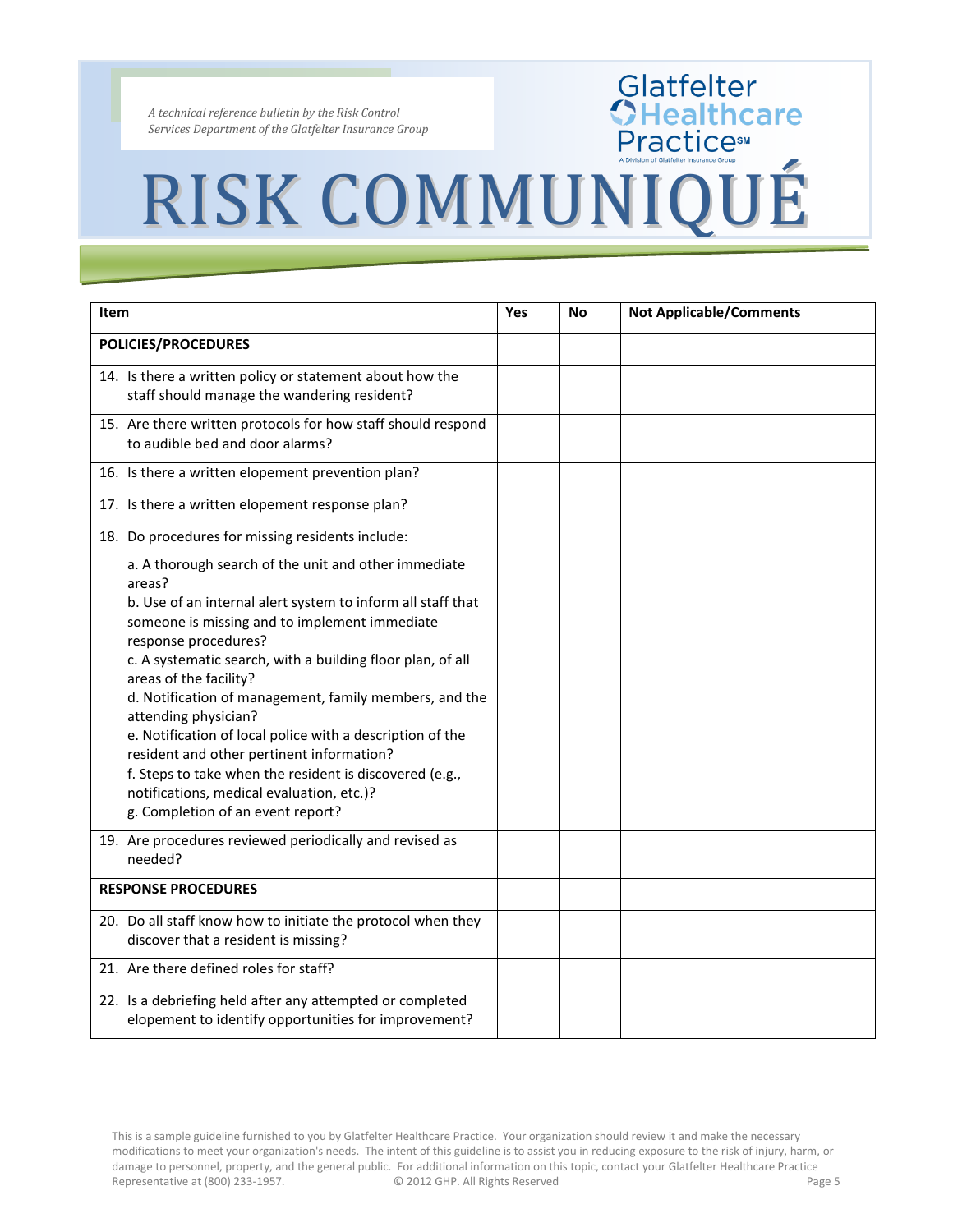| Item | Yes | No | Not Applicable/Comments |
|---|---|---|---|
| **POLICIES/PROCEDURES** | | | |
| 14. Is there a written policy or statement about how the staff should manage the wandering resident? | | | |
| 15. Are there written protocols for how staff should respond to audible bed and door alarms? | | | |
| 16. Is there a written elopement prevention plan? | | | |
| 17. Is there a written elopement response plan? | | | |
| 18. Do procedures for missing residents include:<br>a. A thorough search of the unit and other immediate areas?<br>b. Use of an internal alert system to inform all staff that someone is missing and to implement immediate response procedures?<br>c. A systematic search, with a building floor plan, of all areas of the facility?<br>d. Notification of management, family members, and the attending physician?<br>e. Notification of local police with a description of the resident and other pertinent information?<br>f. Steps to take when the resident is discovered (e.g., notifications, medical evaluation, etc.)?<br>g. Completion of an event report? | | | |
| 19. Are procedures reviewed periodically and revised as needed? | | | |
| **RESPONSE PROCEDURES** | | | |
| 20. Do all staff know how to initiate the protocol when they discover that a resident is missing? | | | |
| 21. Are there defined roles for staff? | | | |
| 22. Is a debriefing held after any attempted or completed elopement to identify opportunities for improvement? | | | |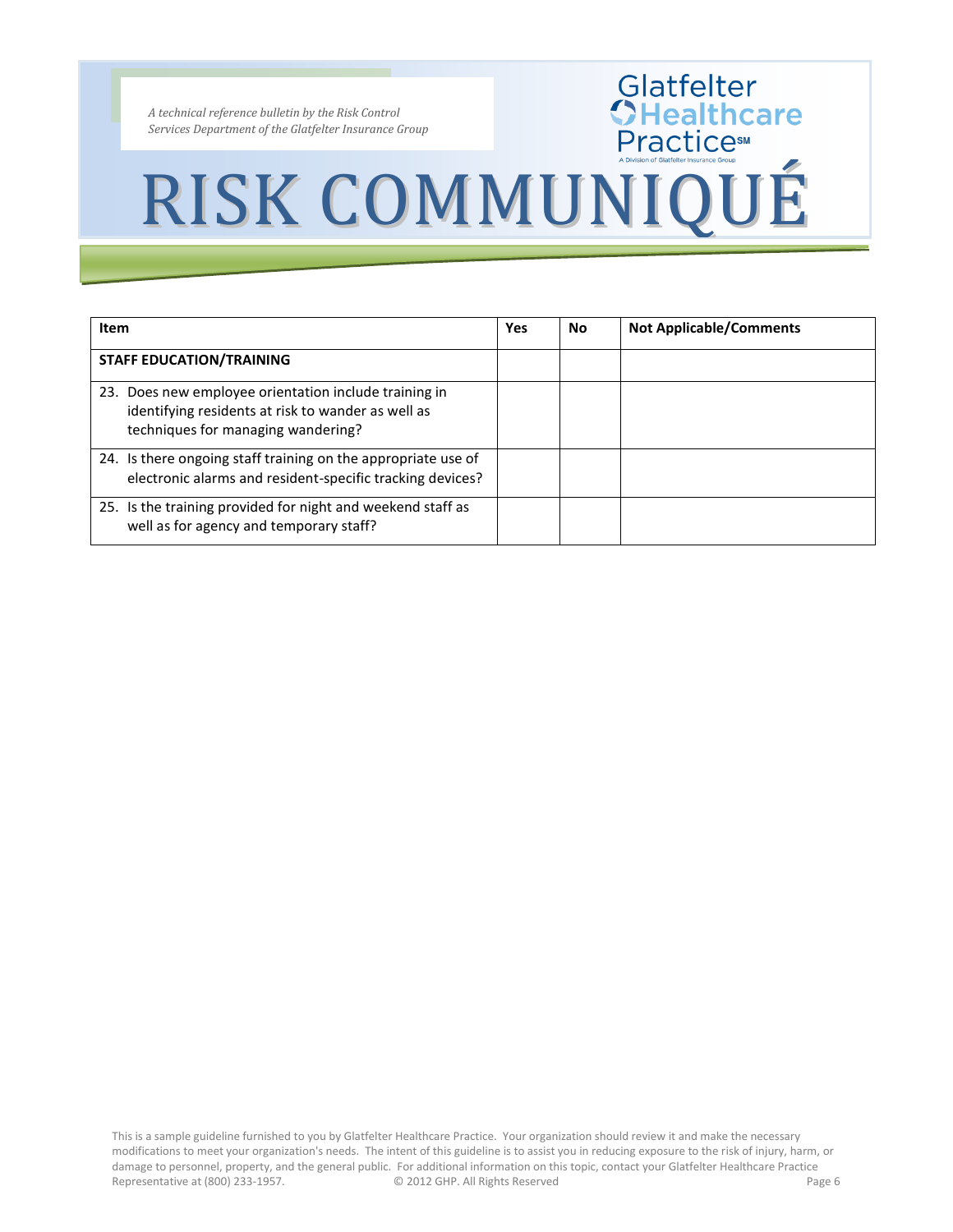| Item | Yes | No | Not Applicable/Comments |
|---|---|---|---|
| **STAFF EDUCATION/TRAINING** | | | |
| 23. Does new employee orientation include training in identifying residents at risk to wander as well as techniques for managing wandering? | | | |
| 24. Is there ongoing staff training on the appropriate use of electronic alarms and resident-specific tracking devices? | | | |
| 25. Is the training provided for night and weekend staff as well as for agency and temporary staff? | | | |